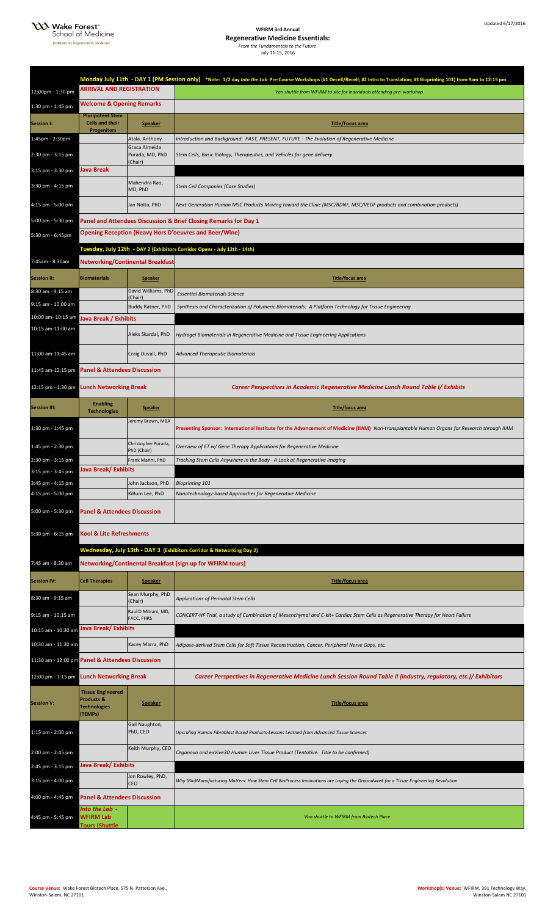Wake Forest School of Medicine
Institute for Regenerative Medicine

Updated 6/17/2016

# WFIRM 3rd Annual
## Regenerative Medicine Essentials:
*From the Fundamentals to the Future*
July 11-15, 2016

| | | | |
|---|---|---|---|
| | **Monday July 11th - DAY 1 (PM Session only)** *Note: 1/2 day *Into the Lab* Pre-Course Workshops (#1 Decell/Recell; #2 Intro to Translation; #3 Bioprinting 101) from 9am to 12:15 pm | | |
| 12:00pm - 1:30 pm | **ARRIVAL AND REGISTRATION** | | *Van shuttle from WFIRM to site for individuals attending pre- workshop* |
| 1:30 pm - 1:45 pm | **Welcome & Opening Remarks** | | |
| **Session I:** | **Pluripotent Stem Cells and their Progenitors** | **Speaker** | **Title/Focus area** |
| 1:45pm - 2:30pm | | Atala, Anthony | *Introduction and Background: PAST, PRESENT, FUTURE - The Evolution of Regenerative Medicine* |
| 2:30 pm - 3:15 pm | | Graca Almeida Porada, MD, PhD (Chair) | *Stem Cells, Basic Biology, Therapeutics, and Vehicles for gene delivery* |
| 3:15 pm - 3:30 pm | **Java Break** | | |
| 3:30 pm - 4:15 pm | | Mahendra Rao, MD, PhD | *Stem Cell Companies (Case Studies)* |
| 4:15 pm - 5:00 pm | | Jan Nolta, PhD | *Next-Generation Human MSC Products Moving toward the Clinic (MSC/BDNF, MSC/VEGF products and combination products)* |
| 5:00 pm - 5:30 pm | **Panel and Attendees Discussion & Brief Closing Remarks for Day 1** | | |
| 5:30 pm - 6:45pm | **Opening Reception (Heavy Hors D'oeuvres and Beer/Wine)** | | |
| | **Tuesday, July 12th - DAY 2 (Exhibitors Corridor Opens - July 12th - 14th)** | | |
| 7:45am - 8:30am | **Networking/Continental Breakfast** | | |
| **Session II:** | **Biomaterials** | **Speaker** | **Title/focus area** |
| 8:30 am - 9:15 am | | David Williams, PhD (Chair) | *Essential Biomaterials Science* |
| 9:15 am - 10:00 am | | Buddy Ratner, PhD | *Synthesis and Characterization of Polymeric Biomaterials: A Platform Technology for Tissue Engineering* |
| 10:00 am- 10:15 am | **Java Break / Exhibits** | | |
| 10:15 am-11:00 am | | Aleks Skardal, PhD | *Hydrogel Biomaterials in Regenerative Medicine and Tissue Engineering Applications* |
| 11:00 am-11:45 am | | Craig Duvall, PhD | *Advanced Therapeutic Biomaterials* |
| 11:45 am-12:15 pm | **Panel & Attendees Discussion** | | |
| 12:15 pm - 1:30 pm | **Lunch Networking Break** | | ***Career Perspectives in Academic Regenerative Medicine Lunch Round Table I/ Exhibits*** |
| **Session III:** | **Enabling Technologies** | **Speaker** | **Title/focus area** |
| 1:30 pm - 1:45 pm | | Jeremy Brown, MBA | **Presenting Sponsor: International Institute for the Advancement of Medicine (IIAM)** *Non-transplantable Human Organs for Research through IIAM* |
| 1:45 pm - 2:30 pm | | Christopher Porada, PhD (Chair) | *Overview of ET w/ Gene Therapy Applications for Regenerative Medicine* |
| 2:30 pm - 3:15 pm | | Frank Marini, PhD | *Tracking Stem Cells Anywhere in the Body - A Look at Regenerative Imaging* |
| 3:15 pm - 3:45 pm | **Java Break/ Exhibits** | | |
| 3:45 pm - 4:15 pm | | John Jackson, PhD | *Bioprinting 101* |
| 4:15 pm - 5:00 pm | | KiBum Lee, PhD | *Nanotechnology-based Approaches for Regenerative Medicine* |
| 5:00 pm - 5:30 pm | **Panel & Attendees Discussion** | | |
| 5:30 pm - 6:15 pm | **Kool & Lite Refreshments** | | |
| | **Wednesday, July 13th - DAY 3 (Exhibitors Corridor & Networking Day 2)** | | |
| 7:45 am - 8:30 am | **Networking/Continental Breakfast (sign up for WFIRM tours)** | | |
| **Session IV:** | **Cell Therapies** | **Speaker** | **Title/focus area** |
| 8:30 am - 9:15 am | | Sean Murphy, PhD (Chair) | *Applications of Perinatal Stem Cells* |
| 9:15 am - 10:15 am | | Raul D Mitrani, MD, FACC, FHRS | *CONCERT-HF Trial, a study of Combination of Mesenchymal and C-kit+ Cardiac Stem Cells as Regenerative Therapy for Heart Failure* |
| 10:15 am - 10:30 am | **Java Break/ Exhibits** | | |
| 10:30 am - 11:30 am | | Kacey Marra, PhD | *Adipose-derived Stem Cells for Soft Tissue Reconstruction, Cancer, Peripheral Nerve Gaps, etc.* |
| 11:30 am - 12:00 pm | **Panel & Attendees Discussion** | | |
| 12:00 pm - 1:15 pm | **Lunch Networking Break** | | ***Career Perspectives in Regenerative Medicine Lunch Session Round Table II (industry, regulatory, etc.)/ Exhibitors*** |
| **Session V:** | **Tissue Engineered Products & Technologies (TEMPs)** | **Speaker** | **Title/focus area** |
| 1:15 pm - 2:00 pm | | Gail Naughton, PhD, CEO | *Upscaling Human Fibroblast Based Products-Lessons Learned from Advanced Tissue Sciences* |
| 2:00 pm - 2:45 pm | | Keith Murphy, CEO | *Organovo and exVive3D Human Liver Tissue Product (Tentative. Title to be confirmed)* |
| 2:45 pm - 3:15 pm | **Java Break/ Exhibits** | | |
| 3:15 pm - 4:00 pm | | Jon Rowley, PhD, CEO | *Why (Bio)Manufacturing Matters: How Stem Cell BioProcess Innovations are Laying the Groundwork for a Tissue Engineering Revolution* |
| 4:00 pm - 4:45 pm | **Panel & Attendees Discussion** | | |
| 4:45 pm - 5:45 pm | ***Into the Lab* - WFIRM Lab Tours (Shuttle** | | *Van shuttle to WFIRM from Biotech Place.* |

**Course Venue:** Wake Forest Biotech Place, 575 N. Patterson Ave., Winston-Salem, NC 27101

**Workshop(s) Venue:** WFIRM, 391 Technology Way, Winston-Salem NC 27101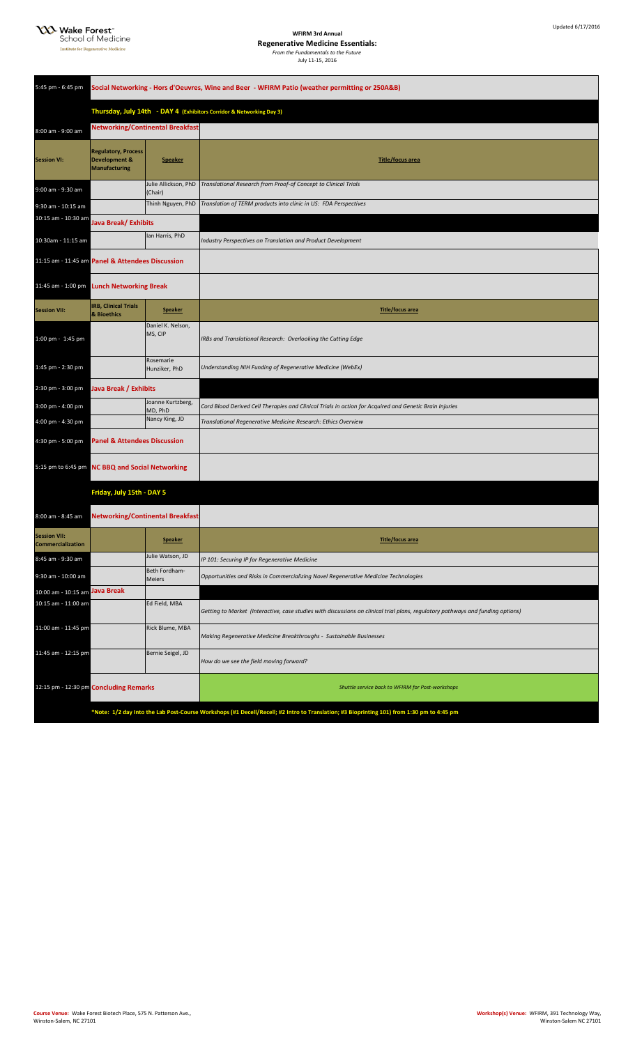**WFIRM 3rd Annual**

## Regenerative Medicine Essentials:

*From the Fundamentals to the Future*

July 11-15, 2016

Updated 6/17/2016

| | | | |
|---|---|---|---|
| 5:45 pm - 6:45 pm | **Social Networking - Hors d'Oeuvres, Wine and Beer - WFIRM Patio (weather permitting or 250A&B)** | | |
| | **Thursday, July 14th - DAY 4** (Exhibitors Corridor & Networking Day 3) | | |
| 8:00 am - 9:00 am | **Networking/Continental Breakfast** | | |
| **Session VI:** | **Regulatory, Process Development & Manufacturing** | **Speaker** | **Title/focus area** |
| 9:00 am - 9:30 am | | Julie Allickson, PhD (Chair) | *Translational Research from Proof-of Concept to Clinical Trials* |
| 9:30 am - 10:15 am | | Thinh Nguyen, PhD | *Translation of TERM products into clinic in US: FDA Perspectives* |
| 10:15 am - 10:30 am | **Java Break/ Exhibits** | | |
| 10:30am - 11:15 am | | Ian Harris, PhD | *Industry Perspectives on Translation and Product Development* |
| 11:15 am - 11:45 am | **Panel & Attendees Discussion** | | |
| 11:45 am - 1:00 pm | **Lunch Networking Break** | | |
| **Session VII:** | **IRB, Clinical Trials & Bioethics** | **Speaker** | **Title/focus area** |
| 1:00 pm - 1:45 pm | | Daniel K. Nelson, MS, CIP | *IRBs and Translational Research: Overlooking the Cutting Edge* |
| 1:45 pm - 2:30 pm | | Rosemarie Hunziker, PhD | *Understanding NIH Funding of Regenerative Medicine (WebEx)* |
| 2:30 pm - 3:00 pm | **Java Break / Exhibits** | | |
| 3:00 pm - 4:00 pm | | Joanne Kurtzberg, MD, PhD | *Cord Blood Derived Cell Therapies and Clinical Trials in action for Acquired and Genetic Brain Injuries* |
| 4:00 pm - 4:30 pm | | Nancy King, JD | *Translational Regenerative Medicine Research: Ethics Overview* |
| 4:30 pm - 5:00 pm | **Panel & Attendees Discussion** | | |
| 5:15 pm to 6:45 pm | **NC BBQ and Social Networking** | | |
| | **Friday, July 15th - DAY 5** | | |
| 8:00 am - 8:45 am | **Networking/Continental Breakfast** | | |
| **Session VII: Commercialization** | | **Speaker** | **Title/focus area** |
| 8:45 am - 9:30 am | | Julie Watson, JD | *IP 101: Securing IP for Regenerative Medicine* |
| 9:30 am - 10:00 am | | Beth Fordham-Meiers | *Opportunities and Risks in Commercializing Novel Regenerative Medicine Technologies* |
| 10:00 am - 10:15 am | **Java Break** | | |
| 10:15 am - 11:00 am | | Ed Field, MBA | *Getting to Market (Interactive, case studies with discussions on clinical trial plans, regulatory pathways and funding options)* |
| 11:00 am - 11:45 pm | | Rick Blume, MBA | *Making Regenerative Medicine Breakthroughs - Sustainable Businesses* |
| 11:45 am - 12:15 pm | | Bernie Seigel, JD | *How do we see the field moving forward?* |
| 12:15 pm - 12:30 pm | **Concluding Remarks** | | *Shuttle service back to WFIRM for Post-workshops* |

***Note: 1/2 day Into the Lab Post-Course Workshops (#1 Decell/Recell; #2 Intro to Translation; #3 Bioprinting 101) from 1:30 pm to 4:45 pm**

**Course Venue:** Wake Forest Biotech Place, 575 N. Patterson Ave., Winston-Salem, NC 27101

**Workshop(s) Venue:** WFIRM, 391 Technology Way, Winston-Salem NC 27101